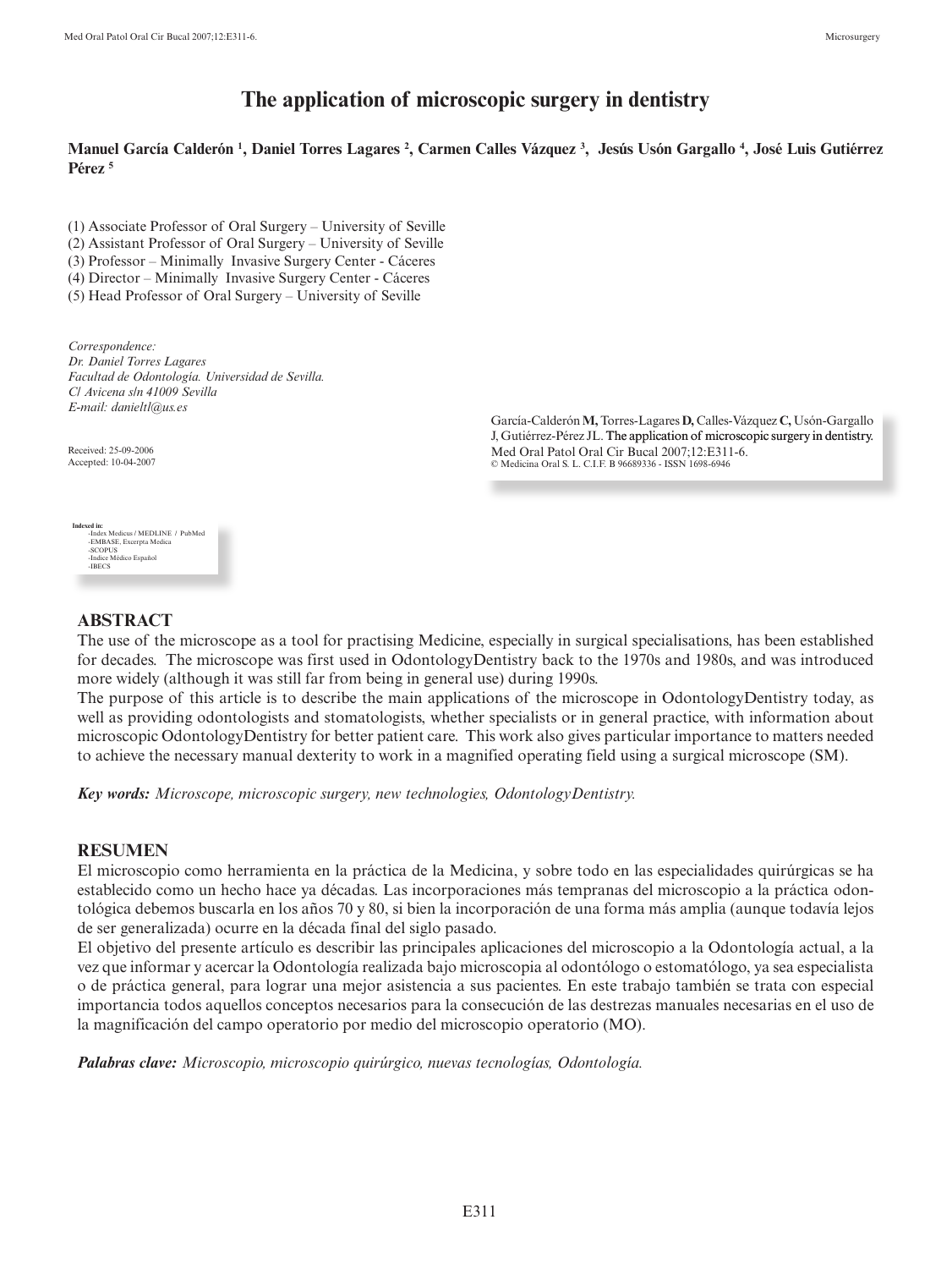# The application of microscopic surgery in dentistry

**Manuel García Calderón [1], Daniel Torres Lagares [2], Carmen Calles Vázquez [3], Jesús Usón Gargallo [4], José Luis Gutiérrez Pérez [5]**

(1) Associate Professor of Oral Surgery – University of Seville
(2) Assistant Professor of Oral Surgery – University of Seville
(3) Professor – Minimally Invasive Surgery Center - Cáceres
(4) Director – Minimally Invasive Surgery Center - Cáceres
(5) Head Professor of Oral Surgery – University of Seville

*Correspondence:*
*Dr. Daniel Torres Lagares*
*Facultad de Odontología. Universidad de Sevilla.*
*C/ Avicena s/n 41009 Sevilla*
*E-mail: danieltl@us.es*

Received: 25-09-2006
Accepted: 10-04-2007

García-Calderón **M,** Torres-Lagares **D,** Calles-Vázquez **C,** Usón-Gargallo J, Gutiérrez-Pérez JL. The application of microscopic surgery in dentistry. Med Oral Patol Oral Cir Bucal 2007;12:E311-6.
© Medicina Oral S. L. C.I.F. B 96689336 - ISSN 1698-6946

**Indexed in:**
-Index Medicus / MEDLINE / PubMed
-EMBASE, Excerpta Medica
-SCOPUS
-Indice Médico Español
-IBECS

## ABSTRACT

The use of the microscope as a tool for practising Medicine, especially in surgical specialisations, has been established for decades. The microscope was first used in OdontologyDentistry back to the 1970s and 1980s, and was introduced more widely (although it was still far from being in general use) during 1990s.
The purpose of this article is to describe the main applications of the microscope in OdontologyDentistry today, as well as providing odontologists and stomatologists, whether specialists or in general practice, with information about microscopic OdontologyDentistry for better patient care. This work also gives particular importance to matters needed to achieve the necessary manual dexterity to work in a magnified operating field using a surgical microscope (SM).

***Key words:*** *Microscope, microscopic surgery, new technologies, OdontologyDentistry.*

## RESUMEN

El microscopio como herramienta en la práctica de la Medicina, y sobre todo en las especialidades quirúrgicas se ha establecido como un hecho hace ya décadas. Las incorporaciones más tempranas del microscopio a la práctica odontológica debemos buscarla en los años 70 y 80, si bien la incorporación de una forma más amplia (aunque todavía lejos de ser generalizada) ocurre en la década final del siglo pasado.
El objetivo del presente artículo es describir las principales aplicaciones del microscopio a la Odontología actual, a la vez que informar y acercar la Odontología realizada bajo microscopia al odontólogo o estomatólogo, ya sea especialista o de práctica general, para lograr una mejor asistencia a sus pacientes. En este trabajo también se trata con especial importancia todos aquellos conceptos necesarios para la consecución de las destrezas manuales necesarias en el uso de la magnificación del campo operatorio por medio del microscopio operatorio (MO).

***Palabras clave:*** *Microscopio, microscopio quirúrgico, nuevas tecnologías, Odontología.*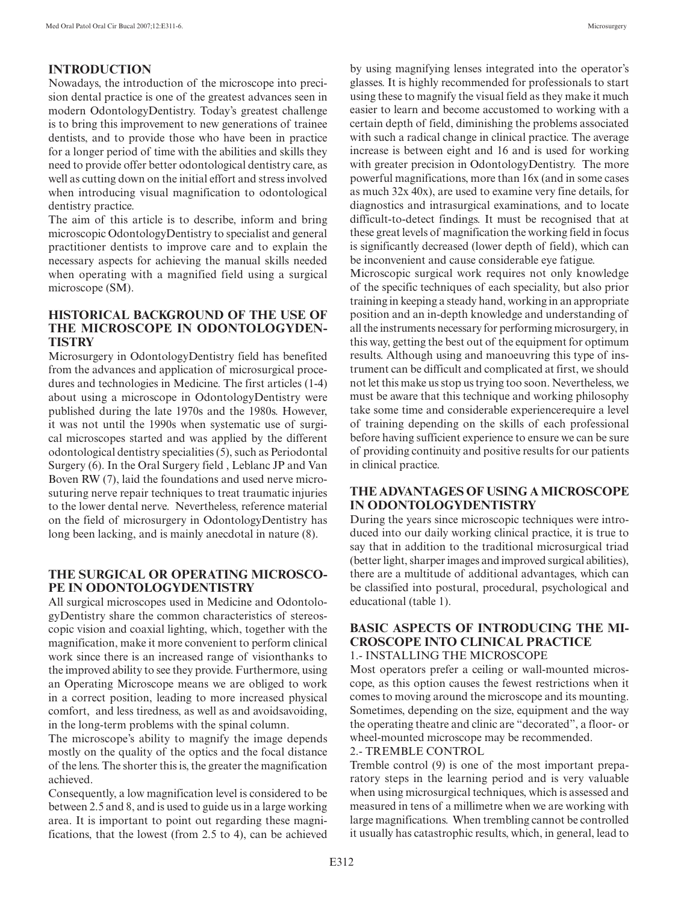## INTRODUCTION

Nowadays, the introduction of the microscope into precision dental practice is one of the greatest advances seen in modern OdontologyDentistry. Today's greatest challenge is to bring this improvement to new generations of trainee dentists, and to provide those who have been in practice for a longer period of time with the abilities and skills they need to provide offer better odontological dentistry care, as well as cutting down on the initial effort and stress involved when introducing visual magnification to odontological dentistry practice.

The aim of this article is to describe, inform and bring microscopic OdontologyDentistry to specialist and general practitioner dentists to improve care and to explain the necessary aspects for achieving the manual skills needed when operating with a magnified field using a surgical microscope (SM).

## HISTORICAL BACKGROUND OF THE USE OF THE MICROSCOPE IN ODONTOLOGYDENTISTRY

Microsurgery in OdontologyDentistry field has benefited from the advances and application of microsurgical procedures and technologies in Medicine. The first articles (1-4) about using a microscope in OdontologyDentistry were published during the late 1970s and the 1980s. However, it was not until the 1990s when systematic use of surgical microscopes started and was applied by the different odontological dentistry specialities (5), such as Periodontal Surgery (6). In the Oral Surgery field , Leblanc JP and Van Boven RW (7), laid the foundations and used nerve microsuturing nerve repair techniques to treat traumatic injuries to the lower dental nerve. Nevertheless, reference material on the field of microsurgery in OdontologyDentistry has long been lacking, and is mainly anecdotal in nature (8).

## THE SURGICAL OR OPERATING MICROSCOPE IN ODONTOLOGYDENTISTRY

All surgical microscopes used in Medicine and OdontologyDentistry share the common characteristics of stereoscopic vision and coaxial lighting, which, together with the magnification, make it more convenient to perform clinical work since there is an increased range of visionthanks to the improved ability to see they provide. Furthermore, using an Operating Microscope means we are obliged to work in a correct position, leading to more increased physical comfort, and less tiredness, as well as and avoidsavoiding, in the long-term problems with the spinal column.

The microscope's ability to magnify the image depends mostly on the quality of the optics and the focal distance of the lens. The shorter this is, the greater the magnification achieved.

Consequently, a low magnification level is considered to be between 2.5 and 8, and is used to guide us in a large working area. It is important to point out regarding these magnifications, that the lowest (from 2.5 to 4), can be achieved by using magnifying lenses integrated into the operator's glasses. It is highly recommended for professionals to start using these to magnify the visual field as they make it much easier to learn and become accustomed to working with a certain depth of field, diminishing the problems associated with such a radical change in clinical practice. The average increase is between eight and 16 and is used for working with greater precision in OdontologyDentistry. The more powerful magnifications, more than 16x (and in some cases as much 32x 40x), are used to examine very fine details, for diagnostics and intrasurgical examinations, and to locate difficult-to-detect findings. It must be recognised that at these great levels of magnification the working field in focus is significantly decreased (lower depth of field), which can be inconvenient and cause considerable eye fatigue.

Microscopic surgical work requires not only knowledge of the specific techniques of each speciality, but also prior training in keeping a steady hand, working in an appropriate position and an in-depth knowledge and understanding of all the instruments necessary for performing microsurgery, in this way, getting the best out of the equipment for optimum results. Although using and manoeuvring this type of instrument can be difficult and complicated at first, we should not let this make us stop us trying too soon. Nevertheless, we must be aware that this technique and working philosophy take some time and considerable experiencerequire a level of training depending on the skills of each professional before having sufficient experience to ensure we can be sure of providing continuity and positive results for our patients in clinical practice.

## THE ADVANTAGES OF USING A MICROSCOPE IN ODONTOLOGYDENTISTRY

During the years since microscopic techniques were introduced into our daily working clinical practice, it is true to say that in addition to the traditional microsurgical triad (better light, sharper images and improved surgical abilities), there are a multitude of additional advantages, which can be classified into postural, procedural, psychological and educational (table 1).

## BASIC ASPECTS OF INTRODUCING THE MICROSCOPE INTO CLINICAL PRACTICE

1.- INSTALLING THE MICROSCOPE

Most operators prefer a ceiling or wall-mounted microscope, as this option causes the fewest restrictions when it comes to moving around the microscope and its mounting. Sometimes, depending on the size, equipment and the way the operating theatre and clinic are "decorated", a floor- or wheel-mounted microscope may be recommended.

2.- TREMBLE CONTROL

Tremble control (9) is one of the most important preparatory steps in the learning period and is very valuable when using microsurgical techniques, which is assessed and measured in tens of a millimetre when we are working with large magnifications. When trembling cannot be controlled it usually has catastrophic results, which, in general, lead to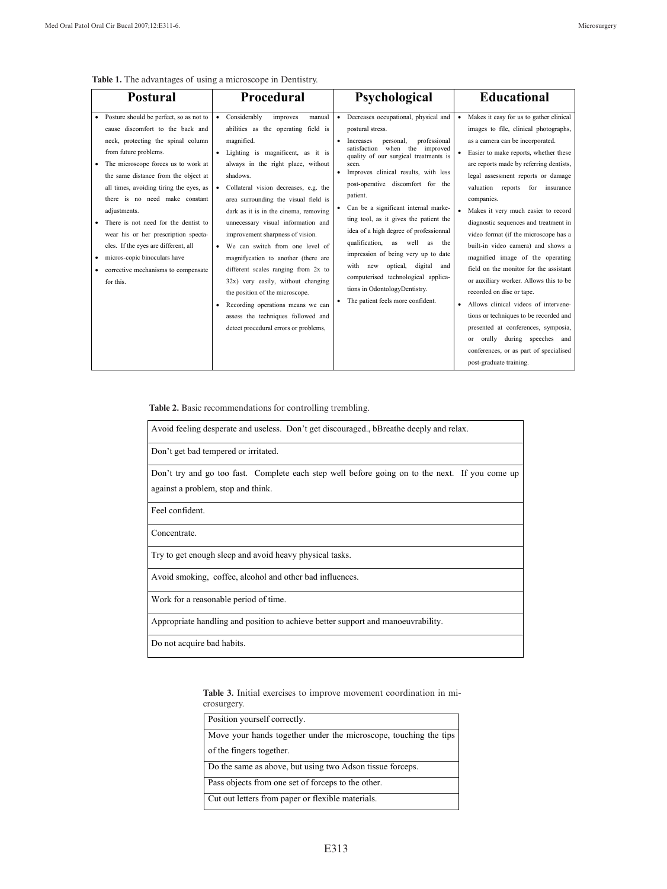**Table 1.** The advantages of using a microscope in Dentistry.

| Postural | Procedural | Psychological | Educational |
|---|---|---|---|
| • Posture should be perfect, so as not to cause discomfort to the back and neck, protecting the spinal column from future problems.<br>• The microscope forces us to work at the same distance from the object at all times, avoiding tiring the eyes, as there is no need make constant adjustments.<br>• There is not need for the dentist to wear his or her prescription spectacles. If the eyes are different, all<br>• micros-copic binoculars have<br>• corrective mechanisms to compensate for this. | • Considerably improves manual abilities as the operating field is magnified.<br>• Lighting is magnificent, as it is always in the right place, without shadows.<br>• Collateral vision decreases, e.g. the area surrounding the visual field is dark as it is in the cinema, removing unnecessary visual information and improvement sharpness of vision.<br>• We can switch from one level of magnifycation to another (there are different scales ranging from 2x to 32x) very easily, without changing the position of the microscope.<br>• Recording operations means we can assess the techniques followed and detect procedural errors or problems, | • Decreases occupational, physical and postural stress.<br>• Increases personal, professional satisfaction when the improved quality of our surgical treatments is seen.<br>• Improves clinical results, with less post-operative discomfort for the patient.<br>• Can be a significant internal marketing tool, as it gives the patient the idea of a high degree of professionnal qualification, as well as the impression of being very up to date with new optical, digital and computerised technological applications in OdontologyDentistry.<br>• The patient feels more confident. | • Makes it easy for us to gather clinical images to file, clinical photographs, as a camera can be incorporated.<br>• Easier to make reports, whether these are reports made by referring dentists, legal assessment reports or damage valuation reports for insurance companies.<br>• Makes it very much easier to record diagnostic sequences and treatment in video format (if the microscope has a built-in video camera) and shows a magnified image of the operating field on the monitor for the assistant or auxiliary worker. Allows this to be recorded on disc or tape.<br>• Allows clinical videos of intervenetions or techniques to be recorded and presented at conferences, symposia, or orally during speeches and conferences, or as part of specialised post-graduate training. |

**Table 2.** Basic recommendations for controlling trembling.

| |
|---|
| Avoid feeling desperate and useless. Don't get discouraged., bBreathe deeply and relax. |
| Don't get bad tempered or irritated. |
| Don't try and go too fast. Complete each step well before going on to the next. If you come up against a problem, stop and think. |
| Feel confident. |
| Concentrate. |
| Try to get enough sleep and avoid heavy physical tasks. |
| Avoid smoking, coffee, alcohol and other bad influences. |
| Work for a reasonable period of time. |
| Appropriate handling and position to achieve better support and manoeuvrability. |
| Do not acquire bad habits. |

**Table 3.** Initial exercises to improve movement coordination in microsurgery.

| |
|---|
| Position yourself correctly. |
| Move your hands together under the microscope, touching the tips of the fingers together. |
| Do the same as above, but using two Adson tissue forceps. |
| Pass objects from one set of forceps to the other. |
| Cut out letters from paper or flexible materials. |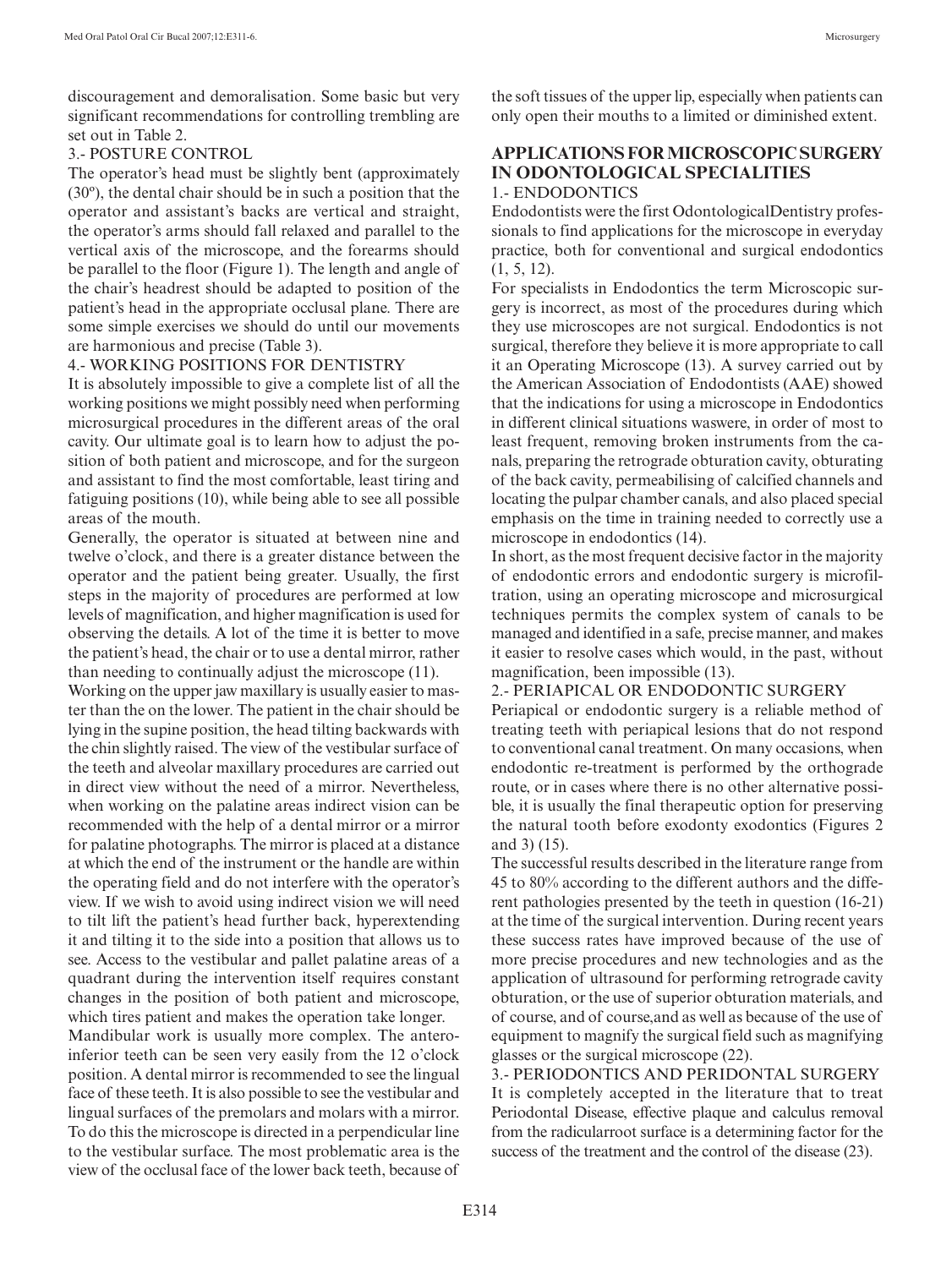discouragement and demoralisation. Some basic but very significant recommendations for controlling trembling are set out in Table 2.

3.- POSTURE CONTROL

The operator's head must be slightly bent (approximately (30º), the dental chair should be in such a position that the operator and assistant's backs are vertical and straight, the operator's arms should fall relaxed and parallel to the vertical axis of the microscope, and the forearms should be parallel to the floor (Figure 1). The length and angle of the chair's headrest should be adapted to position of the patient's head in the appropriate occlusal plane. There are some simple exercises we should do until our movements are harmonious and precise (Table 3).

4.- WORKING POSITIONS FOR DENTISTRY

It is absolutely impossible to give a complete list of all the working positions we might possibly need when performing microsurgical procedures in the different areas of the oral cavity. Our ultimate goal is to learn how to adjust the position of both patient and microscope, and for the surgeon and assistant to find the most comfortable, least tiring and fatiguing positions (10), while being able to see all possible areas of the mouth.

Generally, the operator is situated at between nine and twelve o'clock, and there is a greater distance between the operator and the patient being greater. Usually, the first steps in the majority of procedures are performed at low levels of magnification, and higher magnification is used for observing the details. A lot of the time it is better to move the patient's head, the chair or to use a dental mirror, rather than needing to continually adjust the microscope (11).

Working on the upper jaw maxillary is usually easier to master than the on the lower. The patient in the chair should be lying in the supine position, the head tilting backwards with the chin slightly raised. The view of the vestibular surface of the teeth and alveolar maxillary procedures are carried out in direct view without the need of a mirror. Nevertheless, when working on the palatine areas indirect vision can be recommended with the help of a dental mirror or a mirror for palatine photographs. The mirror is placed at a distance at which the end of the instrument or the handle are within the operating field and do not interfere with the operator's view. If we wish to avoid using indirect vision we will need to tilt lift the patient's head further back, hyperextending it and tilting it to the side into a position that allows us to see. Access to the vestibular and pallet palatine areas of a quadrant during the intervention itself requires constant changes in the position of both patient and microscope, which tires patient and makes the operation take longer.

Mandibular work is usually more complex. The antero-inferior teeth can be seen very easily from the 12 o'clock position. A dental mirror is recommended to see the lingual face of these teeth. It is also possible to see the vestibular and lingual surfaces of the premolars and molars with a mirror. To do this the microscope is directed in a perpendicular line to the vestibular surface. The most problematic area is the view of the occlusal face of the lower back teeth, because of the soft tissues of the upper lip, especially when patients can only open their mouths to a limited or diminished extent.

## APPLICATIONS FOR MICROSCOPIC SURGERY IN ODONTOLOGICAL SPECIALITIES

1.- ENDODONTICS

Endodontists were the first OdontologicalDentistry professionals to find applications for the microscope in everyday practice, both for conventional and surgical endodontics (1, 5, 12).

For specialists in Endodontics the term Microscopic surgery is incorrect, as most of the procedures during which they use microscopes are not surgical. Endodontics is not surgical, therefore they believe it is more appropriate to call it an Operating Microscope (13). A survey carried out by the American Association of Endodontists (AAE) showed that the indications for using a microscope in Endodontics in different clinical situations waswere, in order of most to least frequent, removing broken instruments from the canals, preparing the retrograde obturation cavity, obturating of the back cavity, permeabilising of calcified channels and locating the pulpar chamber canals, and also placed special emphasis on the time in training needed to correctly use a microscope in endodontics (14).

In short, as the most frequent decisive factor in the majority of endodontic errors and endodontic surgery is microfiltration, using an operating microscope and microsurgical techniques permits the complex system of canals to be managed and identified in a safe, precise manner, and makes it easier to resolve cases which would, in the past, without magnification, been impossible (13).

2.- PERIAPICAL OR ENDODONTIC SURGERY

Periapical or endodontic surgery is a reliable method of treating teeth with periapical lesions that do not respond to conventional canal treatment. On many occasions, when endodontic re-treatment is performed by the orthograde route, or in cases where there is no other alternative possible, it is usually the final therapeutic option for preserving the natural tooth before exodonty exodontics (Figures 2 and 3) (15).

The successful results described in the literature range from 45 to 80% according to the different authors and the different pathologies presented by the teeth in question (16-21) at the time of the surgical intervention. During recent years these success rates have improved because of the use of more precise procedures and new technologies and as the application of ultrasound for performing retrograde cavity obturation, or the use of superior obturation materials, and of course, and of course,and as well as because of the use of equipment to magnify the surgical field such as magnifying glasses or the surgical microscope (22).

3.- PERIODONTICS AND PERIDONTAL SURGERY

It is completely accepted in the literature that to treat Periodontal Disease, effective plaque and calculus removal from the radicularroot surface is a determining factor for the success of the treatment and the control of the disease (23).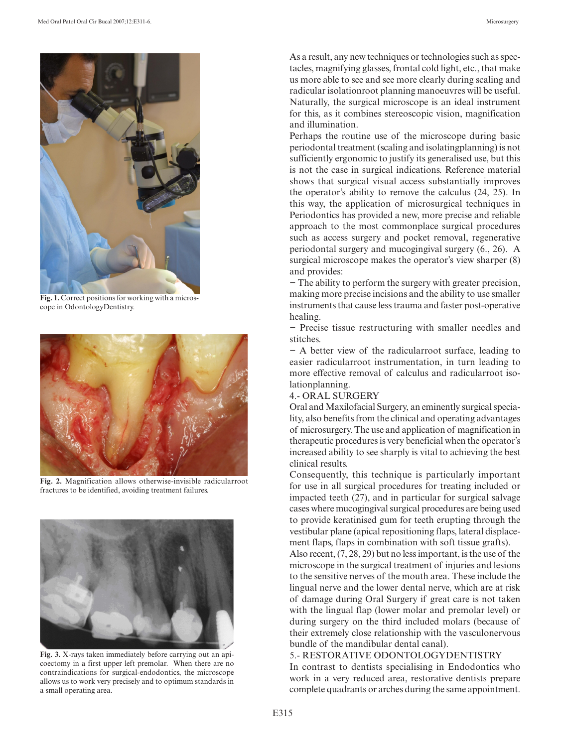Fig. 1. Correct positions for working with a microscope in OdontologyDentistry.

Fig. 2. Magnification allows otherwise-invisible radicularroot fractures to be identified, avoiding treatment failures.

Fig. 3. X-rays taken immediately before carrying out an apicoectomy in a first upper left premolar. When there are no contraindications for surgical-endodontics, the microscope allows us to work very precisely and to optimum standards in a small operating area.

As a result, any new techniques or technologies such as spectacles, magnifying glasses, frontal cold light, etc., that make us more able to see and see more clearly during scaling and radicular isolationroot planning manoeuvres will be useful. Naturally, the surgical microscope is an ideal instrument for this, as it combines stereoscopic vision, magnification and illumination.

Perhaps the routine use of the microscope during basic periodontal treatment (scaling and isolatingplanning) is not sufficiently ergonomic to justify its generalised use, but this is not the case in surgical indications. Reference material shows that surgical visual access substantially improves the operator's ability to remove the calculus (24, 25). In this way, the application of microsurgical techniques in Periodontics has provided a new, more precise and reliable approach to the most commonplace surgical procedures such as access surgery and pocket removal, regenerative periodontal surgery and mucogingival surgery (6., 26). A surgical microscope makes the operator's view sharper (8) and provides:

− The ability to perform the surgery with greater precision, making more precise incisions and the ability to use smaller instruments that cause less trauma and faster post-operative healing.

− Precise tissue restructuring with smaller needles and stitches.

− A better view of the radicularroot surface, leading to easier radicularroot instrumentation, in turn leading to more effective removal of calculus and radicularroot isolationplanning.

## 4.- ORAL SURGERY

Oral and Maxilofacial Surgery, an eminently surgical speciality, also benefits from the clinical and operating advantages of microsurgery. The use and application of magnification in therapeutic procedures is very beneficial when the operator's increased ability to see sharply is vital to achieving the best clinical results.

Consequently, this technique is particularly important for use in all surgical procedures for treating included or impacted teeth (27), and in particular for surgical salvage cases where mucogingival surgical procedures are being used to provide keratinised gum for teeth erupting through the vestibular plane (apical repositioning flaps, lateral displacement flaps, flaps in combination with soft tissue grafts).

Also recent, (7, 28, 29) but no less important, is the use of the microscope in the surgical treatment of injuries and lesions to the sensitive nerves of the mouth area. These include the lingual nerve and the lower dental nerve, which are at risk of damage during Oral Surgery if great care is not taken with the lingual flap (lower molar and premolar level) or during surgery on the third included molars (because of their extremely close relationship with the vasculonervous bundle of the mandibular dental canal).

## 5.- RESTORATIVE ODONTOLOGYDENTISTRY

In contrast to dentists specialising in Endodontics who work in a very reduced area, restorative dentists prepare complete quadrants or arches during the same appointment.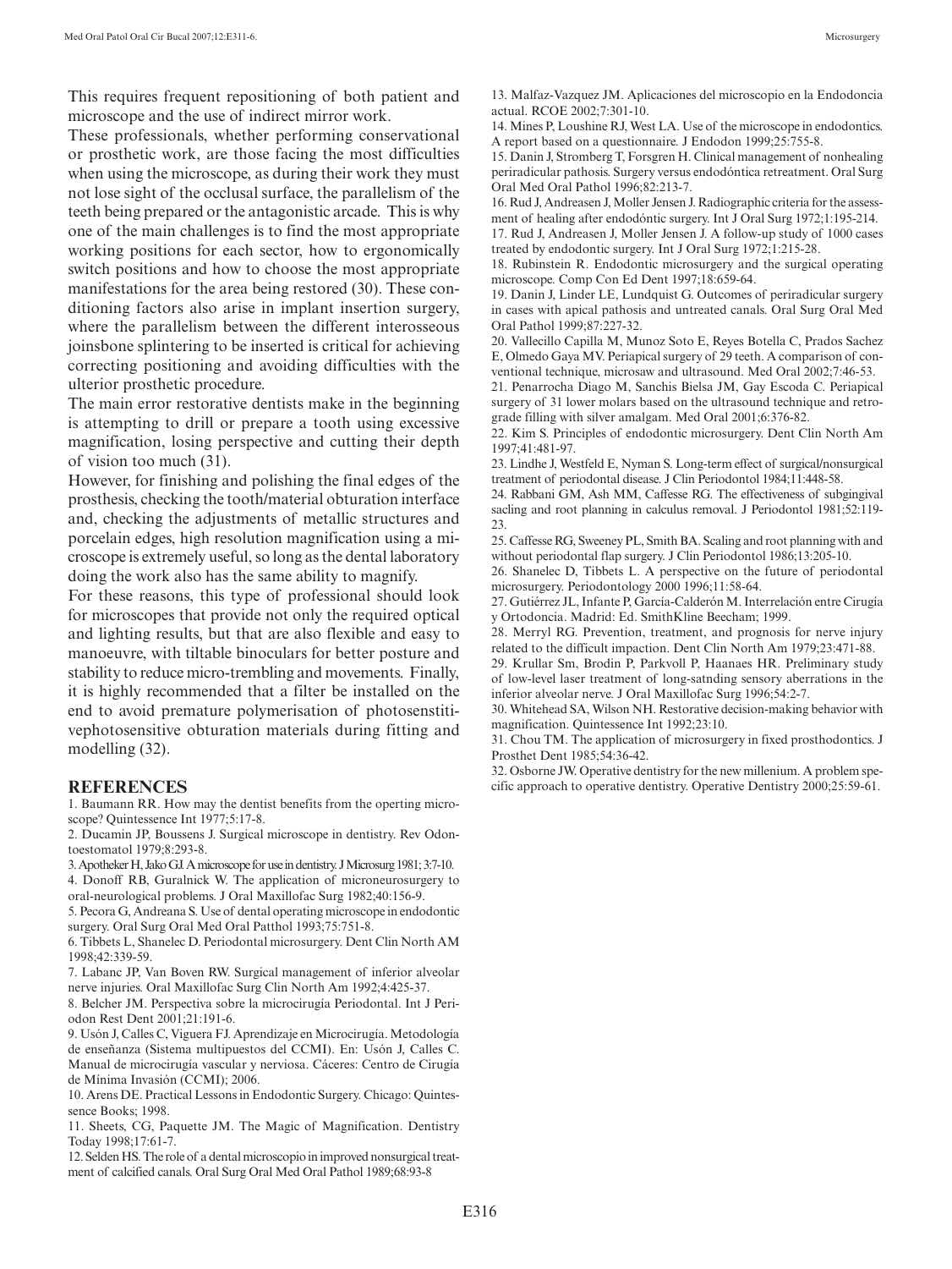This requires frequent repositioning of both patient and microscope and the use of indirect mirror work.

These professionals, whether performing conservational or prosthetic work, are those facing the most difficulties when using the microscope, as during their work they must not lose sight of the occlusal surface, the parallelism of the teeth being prepared or the antagonistic arcade. This is why one of the main challenges is to find the most appropriate working positions for each sector, how to ergonomically switch positions and how to choose the most appropriate manifestations for the area being restored (30). These conditioning factors also arise in implant insertion surgery, where the parallelism between the different interosseous joinsbone splintering to be inserted is critical for achieving correcting positioning and avoiding difficulties with the ulterior prosthetic procedure.

The main error restorative dentists make in the beginning is attempting to drill or prepare a tooth using excessive magnification, losing perspective and cutting their depth of vision too much (31).

However, for finishing and polishing the final edges of the prosthesis, checking the tooth/material obturation interface and, checking the adjustments of metallic structures and porcelain edges, high resolution magnification using a microscope is extremely useful, so long as the dental laboratory doing the work also has the same ability to magnify.

For these reasons, this type of professional should look for microscopes that provide not only the required optical and lighting results, but that are also flexible and easy to manoeuvre, with tiltable binoculars for better posture and stability to reduce micro-trembling and movements. Finally, it is highly recommended that a filter be installed on the end to avoid premature polymerisation of photosenstitivephotosensitive obturation materials during fitting and modelling (32).

## REFERENCES

1. Baumann RR. How may the dentist benefits from the operting microscope? Quintessence Int 1977;5:17-8.
2. Ducamin JP, Boussens J. Surgical microscope in dentistry. Rev Odontoestomatol 1979;8:293-8.
3. Apotheker H, Jako GJ. A microscope for use in dentistry. J Microsurg 1981; 3:7-10.
4. Donoff RB, Guralnick W. The application of microneurosurgery to oral-neurological problems. J Oral Maxillofac Surg 1982;40:156-9.
5. Pecora G, Andreana S. Use of dental operating microscope in endodontic surgery. Oral Surg Oral Med Oral Patthol 1993;75:751-8.
6. Tibbets L, Shanelec D. Periodontal microsurgery. Dent Clin North AM 1998;42:339-59.
7. Labanc JP, Van Boven RW. Surgical management of inferior alveolar nerve injuries. Oral Maxillofac Surg Clin North Am 1992;4:425-37.
8. Belcher JM. Perspectiva sobre la microcirugía Periodontal. Int J Periodon Rest Dent 2001;21:191-6.
9. Usón J, Calles C, Viguera FJ. Aprendizaje en Microcirugía. Metodología de enseñanza (Sistema multipuestos del CCMI). En: Usón J, Calles C. Manual de microcirugía vascular y nerviosa. Cáceres: Centro de Cirugía de Mínima Invasión (CCMI); 2006.
10. Arens DE. Practical Lessons in Endodontic Surgery. Chicago: Quintessence Books; 1998.
11. Sheets, CG, Paquette JM. The Magic of Magnification. Dentistry Today 1998;17:61-7.
12. Selden HS. The role of a dental microscopio in improved nonsurgical treatment of calcified canals. Oral Surg Oral Med Oral Pathol 1989;68:93-8
13. Malfaz-Vazquez JM. Aplicaciones del microscopio en la Endodoncia actual. RCOE 2002;7:301-10.
14. Mines P, Loushine RJ, West LA. Use of the microscope in endodontics. A report based on a questionnaire. J Endodon 1999;25:755-8.
15. Danin J, Stromberg T, Forsgren H. Clinical management of nonhealing periradicular pathosis. Surgery versus endodóntica retreatment. Oral Surg Oral Med Oral Pathol 1996;82:213-7.
16. Rud J, Andreasen J, Moller Jensen J. Radiographic criteria for the assessment of healing after endodóntic surgery. Int J Oral Surg 1972;1:195-214.
17. Rud J, Andreasen J, Moller Jensen J. A follow-up study of 1000 cases treated by endodontic surgery. Int J Oral Surg 1972;1:215-28.
18. Rubinstein R. Endodontic microsurgery and the surgical operating microscope. Comp Con Ed Dent 1997;18:659-64.
19. Danin J, Linder LE, Lundquist G. Outcomes of periradicular surgery in cases with apical pathosis and untreated canals. Oral Surg Oral Med Oral Pathol 1999;87:227-32.
20. Vallecillo Capilla M, Munoz Soto E, Reyes Botella C, Prados Sachez E, Olmedo Gaya MV. Periapical surgery of 29 teeth. A comparison of conventional technique, microsaw and ultrasound. Med Oral 2002;7:46-53.
21. Penarrocha Diago M, Sanchis Bielsa JM, Gay Escoda C. Periapical surgery of 31 lower molars based on the ultrasound technique and retrograde filling with silver amalgam. Med Oral 2001;6:376-82.
22. Kim S. Principles of endodontic microsurgery. Dent Clin North Am 1997;41:481-97.
23. Lindhe J, Westfeld E, Nyman S. Long-term effect of surgical/nonsurgical treatment of periodontal disease. J Clin Periodontol 1984;11:448-58.
24. Rabbani GM, Ash MM, Caffesse RG. The effectiveness of subgingival sacling and root planning in calculus removal. J Periodontol 1981;52:119-23.
25. Caffesse RG, Sweeney PL, Smith BA. Scaling and root planning with and without periodontal flap surgery. J Clin Periodontol 1986;13:205-10.
26. Shanelec D, Tibbets L. A perspective on the future of periodontal microsurgery. Periodontology 2000 1996;11:58-64.
27. Gutiérrez JL, Infante P, García-Calderón M. Interrelación entre Cirugía y Ortodoncia. Madrid: Ed. SmithKline Beecham; 1999.
28. Merryl RG. Prevention, treatment, and prognosis for nerve injury related to the difficult impaction. Dent Clin North Am 1979;23:471-88.
29. Krullar Sm, Brodin P, Parkvoll P, Haanaes HR. Preliminary study of low-level laser treatment of long-satnding sensory aberrations in the inferior alveolar nerve. J Oral Maxillofac Surg 1996;54:2-7.
30. Whitehead SA, Wilson NH. Restorative decision-making behavior with magnification. Quintessence Int 1992;23:10.
31. Chou TM. The application of microsurgery in fixed prosthodontics. J Prosthet Dent 1985;54:36-42.
32. Osborne JW. Operative dentistry for the new millenium. A problem specific approach to operative dentistry. Operative Dentistry 2000;25:59-61.